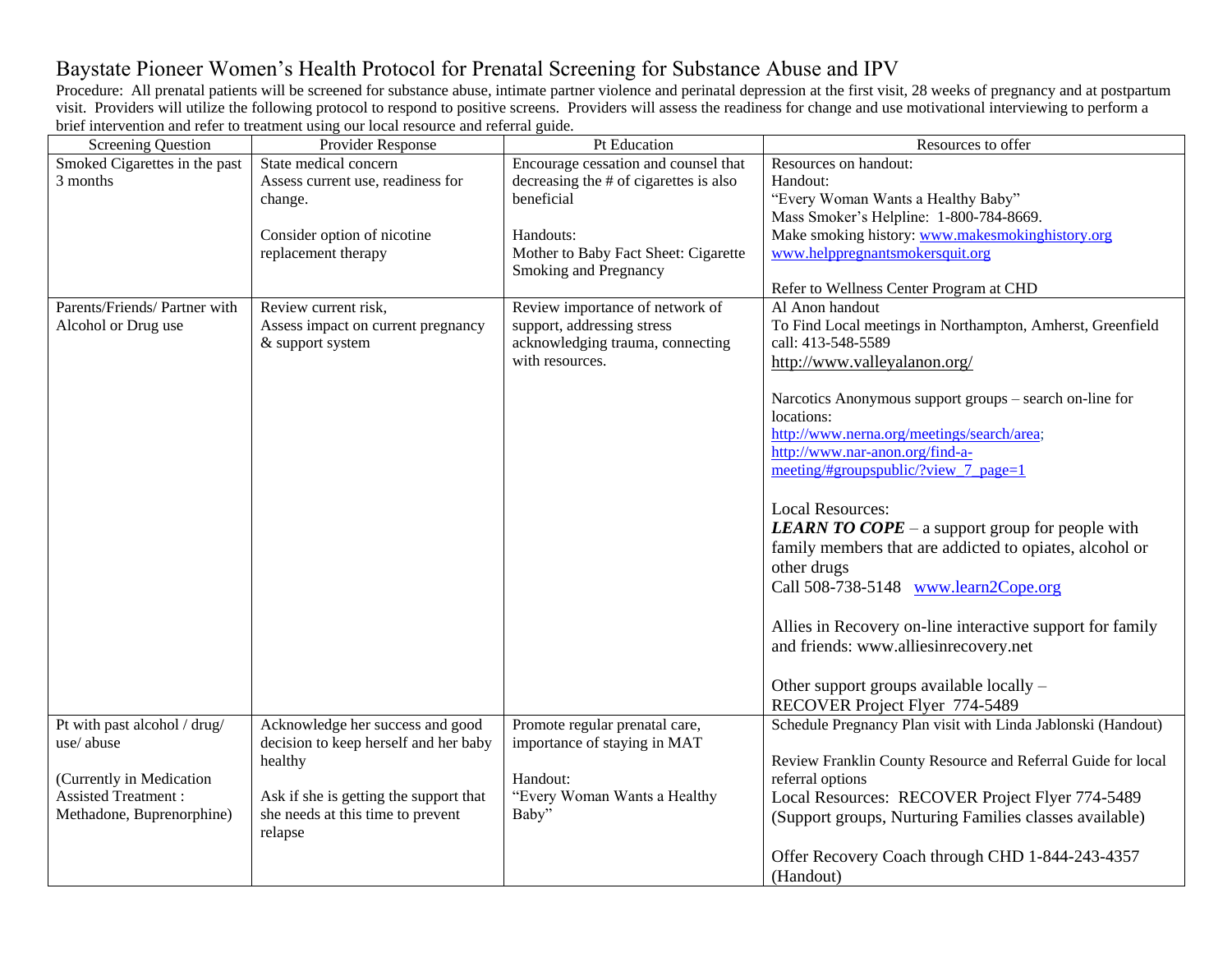# Baystate Pioneer Women's Health Protocol for Prenatal Screening for Substance Abuse and IPV

Procedure: All prenatal patients will be screened for substance abuse, intimate partner violence and perinatal depression at the first visit, 28 weeks of pregnancy and at postpartum visit. Providers will utilize the following protocol to respond to positive screens. Providers will assess the readiness for change and use motivational interviewing to perform a brief intervention and refer to treatment using our local resource and referral guide.

| Screening Question | Provider Response | Pt Education | Resources to offer |
|---|---|---|---|
| Smoked Cigarettes in the past 3 months | State medical concern<br>Assess current use, readiness for change.<br><br>Consider option of nicotine replacement therapy | Encourage cessation and counsel that decreasing the # of cigarettes is also beneficial<br><br>Handouts:<br>Mother to Baby Fact Sheet: Cigarette Smoking and Pregnancy | Resources on handout:<br>Handout:<br>"Every Woman Wants a Healthy Baby"<br>Mass Smoker's Helpline: 1-800-784-8669.<br>Make smoking history: www.makesmokinghistory.org<br>www.helppregnantsmokersquit.org<br><br>Refer to Wellness Center Program at CHD |
| Parents/Friends/ Partner with Alcohol or Drug use | Review current risk,<br>Assess impact on current pregnancy & support system | Review importance of network of support, addressing stress acknowledging trauma, connecting with resources. | Al Anon handout<br>To Find Local meetings in Northampton, Amherst, Greenfield call: 413-548-5589<br>http://www.valleyalanon.org/<br><br>Narcotics Anonymous support groups – search on-line for locations:<br>http://www.nerna.org/meetings/search/area;<br>http://www.nar-anon.org/find-a-meeting/#groupspublic/?view_7_page=1<br><br>Local Resources:<br>***LEARN TO COPE*** – a support group for people with family members that are addicted to opiates, alcohol or other drugs<br>Call 508-738-5148 www.learn2Cope.org<br><br>Allies in Recovery on-line interactive support for family and friends: www.alliesinrecovery.net<br><br>Other support groups available locally –<br>RECOVER Project Flyer 774-5489 |
| Pt with past alcohol / drug/ use/ abuse<br><br>(Currently in Medication Assisted Treatment : Methadone, Buprenorphine) | Acknowledge her success and good decision to keep herself and her baby healthy<br><br>Ask if she is getting the support that she needs at this time to prevent relapse | Promote regular prenatal care, importance of staying in MAT<br><br>Handout:<br>"Every Woman Wants a Healthy Baby" | Schedule Pregnancy Plan visit with Linda Jablonski (Handout)<br><br>Review Franklin County Resource and Referral Guide for local referral options<br>Local Resources: RECOVER Project Flyer 774-5489 (Support groups, Nurturing Families classes available)<br><br>Offer Recovery Coach through CHD 1-844-243-4357 (Handout) |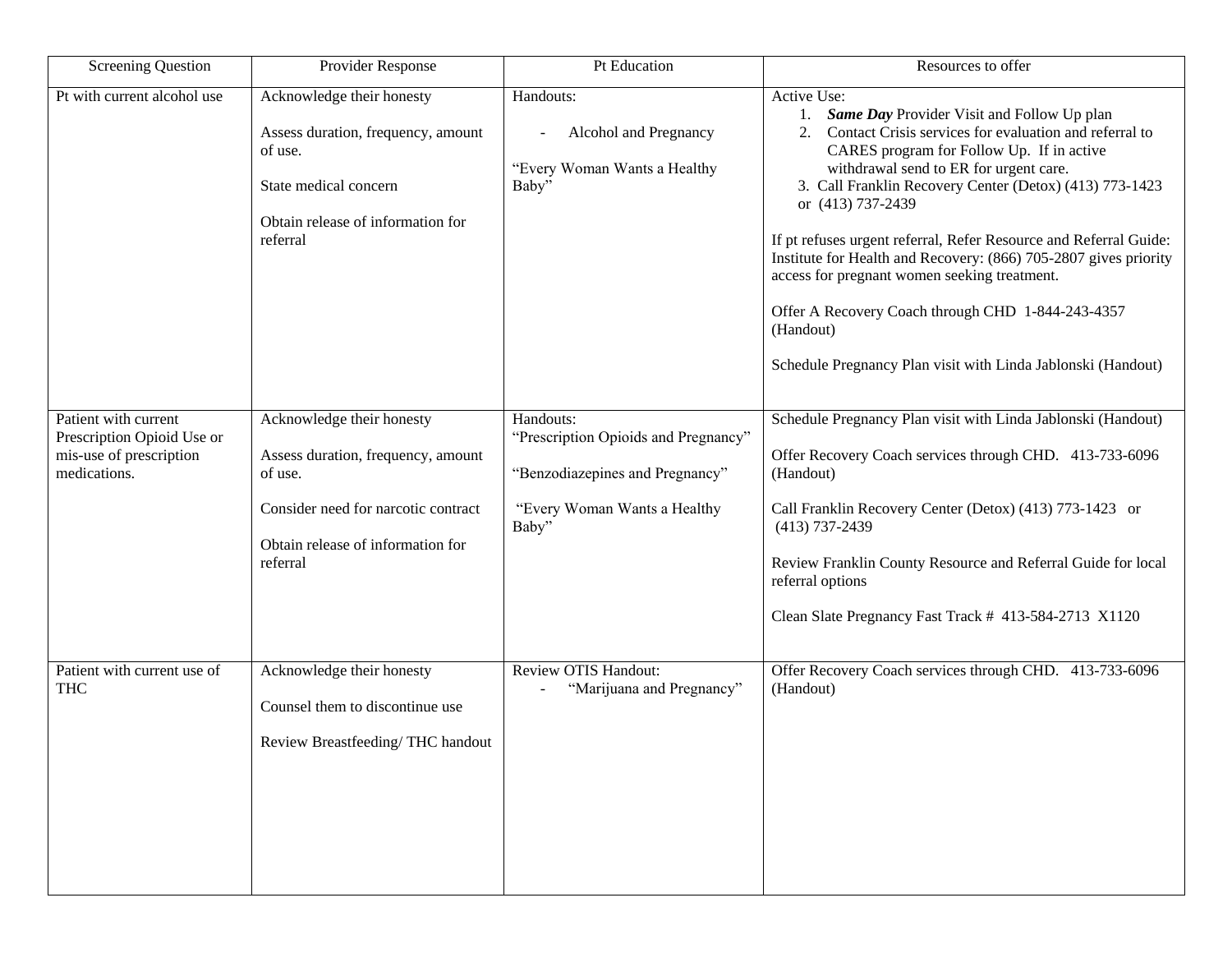| Screening Question | Provider Response | Pt Education | Resources to offer |
|---|---|---|---|
| Pt with current alcohol use | Acknowledge their honesty<br><br>Assess duration, frequency, amount of use.<br><br>State medical concern<br><br>Obtain release of information for referral | Handouts:<br>- Alcohol and Pregnancy<br><br>"Every Woman Wants a Healthy Baby" | Active Use:<br>1. ***Same Day*** Provider Visit and Follow Up plan<br>2. Contact Crisis services for evaluation and referral to CARES program for Follow Up. If in active withdrawal send to ER for urgent care.<br>3. Call Franklin Recovery Center (Detox) (413) 773-1423 or (413) 737-2439<br><br>If pt refuses urgent referral, Refer Resource and Referral Guide: Institute for Health and Recovery: (866) 705-2807 gives priority access for pregnant women seeking treatment.<br><br>Offer A Recovery Coach through CHD 1-844-243-4357 (Handout)<br><br>Schedule Pregnancy Plan visit with Linda Jablonski (Handout) |
| Patient with current Prescription Opioid Use or mis-use of prescription medications. | Acknowledge their honesty<br><br>Assess duration, frequency, amount of use.<br><br>Consider need for narcotic contract<br><br>Obtain release of information for referral | Handouts:<br>"Prescription Opioids and Pregnancy"<br><br>"Benzodiazepines and Pregnancy"<br><br>"Every Woman Wants a Healthy Baby" | Schedule Pregnancy Plan visit with Linda Jablonski (Handout)<br><br>Offer Recovery Coach services through CHD. 413-733-6096 (Handout)<br><br>Call Franklin Recovery Center (Detox) (413) 773-1423 or (413) 737-2439<br><br>Review Franklin County Resource and Referral Guide for local referral options<br><br>Clean Slate Pregnancy Fast Track # 413-584-2713 X1120 |
| Patient with current use of THC | Acknowledge their honesty<br><br>Counsel them to discontinue use<br><br>Review Breastfeeding/ THC handout | Review OTIS Handout:<br>- "Marijuana and Pregnancy" | Offer Recovery Coach services through CHD. 413-733-6096 (Handout) |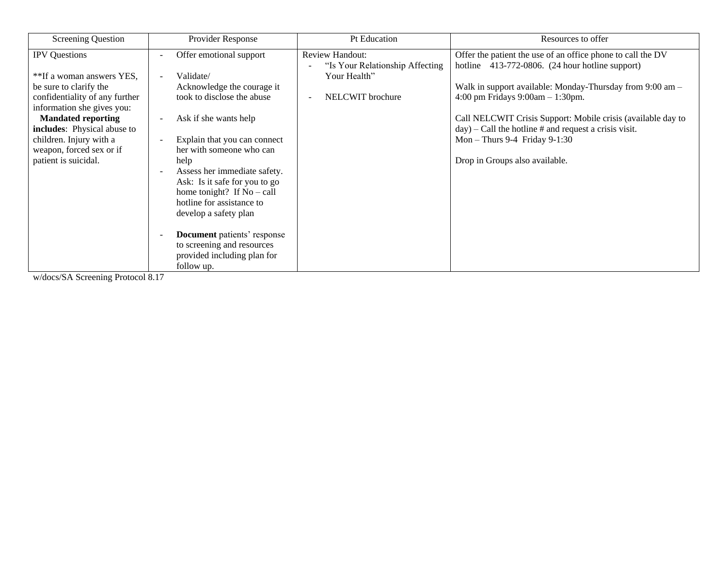| Screening Question | Provider Response | Pt Education | Resources to offer |
|---|---|---|---|
| IPV Questions<br><br>**If a woman answers YES, be sure to clarify the confidentiality of any further information she gives you:<br>**Mandated reporting includes**: Physical abuse to children. Injury with a weapon, forced sex or if patient is suicidal. | - Offer emotional support<br><br>- Validate/ Acknowledge the courage it took to disclose the abuse<br><br>- Ask if she wants help<br><br>- Explain that you can connect her with someone who can help<br>- Assess her immediate safety. Ask: Is it safe for you to go home tonight? If No – call hotline for assistance to develop a safety plan<br><br>- **Document** patients' response to screening and resources provided including plan for follow up. | Review Handout:<br>- "Is Your Relationship Affecting Your Health"<br><br>- NELCWIT brochure | Offer the patient the use of an office phone to call the DV hotline 413-772-0806. (24 hour hotline support)<br><br>Walk in support available: Monday-Thursday from 9:00 am – 4:00 pm Fridays 9:00am – 1:30pm.<br><br>Call NELCWIT Crisis Support: Mobile crisis (available day to day) – Call the hotline # and request a crisis visit.<br>Mon – Thurs 9-4 Friday 9-1:30<br><br>Drop in Groups also available. |

w/docs/SA Screening Protocol 8.17